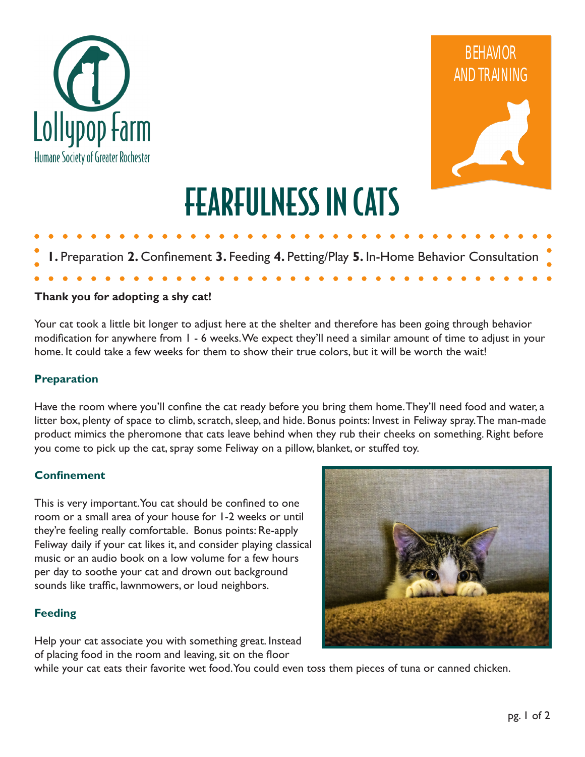Lollypop Farm

Humane Society of Greater Rochester

BEHAVIOR AND TRAINING

# FEARFULNESS IN CATS

**1.** Preparation **2.** Confinement **3.** Feeding **4.** Petting/Play **5.** In-Home Behavior Consultation

**Thank you for adopting a shy cat!**

Your cat took a little bit longer to adjust here at the shelter and therefore has been going through behavior modification for anywhere from 1 - 6 weeks. We expect they'll need a similar amount of time to adjust in your home. It could take a few weeks for them to show their true colors, but it will be worth the wait!

## Preparation

Have the room where you'll confine the cat ready before you bring them home. They'll need food and water, a litter box, plenty of space to climb, scratch, sleep, and hide. Bonus points: Invest in Feliway spray. The man-made product mimics the pheromone that cats leave behind when they rub their cheeks on something. Right before you come to pick up the cat, spray some Feliway on a pillow, blanket, or stuffed toy.

## Confinement

This is very important. You cat should be confined to one room or a small area of your house for 1-2 weeks or until they're feeling really comfortable. Bonus points: Re-apply Feliway daily if your cat likes it, and consider playing classical music or an audio book on a low volume for a few hours per day to soothe your cat and drown out background sounds like traffic, lawnmowers, or loud neighbors.

## Feeding

Help your cat associate you with something great. Instead of placing food in the room and leaving, sit on the floor while your cat eats their favorite wet food. You could even toss them pieces of tuna or canned chicken.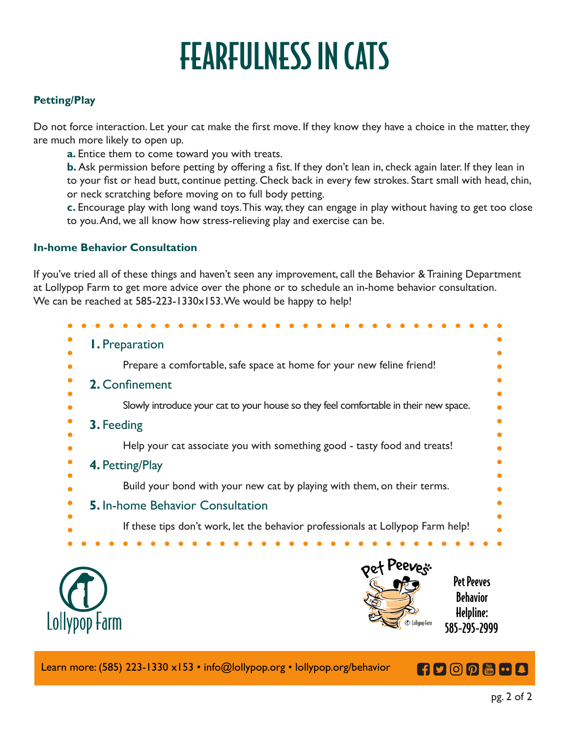# FEARFULNESS IN CATS

### Petting/Play

Do not force interaction. Let your cat make the first move. If they know they have a choice in the matter, they are much more likely to open up.

**a.** Entice them to come toward you with treats.

**b.** Ask permission before petting by offering a fist. If they don't lean in, check again later. If they lean in to your fist or head butt, continue petting. Check back in every few strokes. Start small with head, chin, or neck scratching before moving on to full body petting.

**c.** Encourage play with long wand toys. This way, they can engage in play without having to get too close to you. And, we all know how stress-relieving play and exercise can be.

### In-home Behavior Consultation

If you've tried all of these things and haven't seen any improvement, call the Behavior & Training Department at Lollypop Farm to get more advice over the phone or to schedule an in-home behavior consultation. We can be reached at 585-223-1330x153. We would be happy to help!

**1.** Preparation

Prepare a comfortable, safe space at home for your new feline friend!

**2.** Confinement

Slowly introduce your cat to your house so they feel comfortable in their new space.

**3.** Feeding

Help your cat associate you with something good - tasty food and treats!

**4.** Petting/Play

Build your bond with your new cat by playing with them, on their terms.

**5.** In-home Behavior Consultation

If these tips don't work, let the behavior professionals at Lollypop Farm help!

Lollypop Farm

Pet Peeves

Pet Peeves Behavior Helpline: 585-295-2999

Learn more: (585) 223-1330 x153 • info@lollypop.org • lollypop.org/behavior